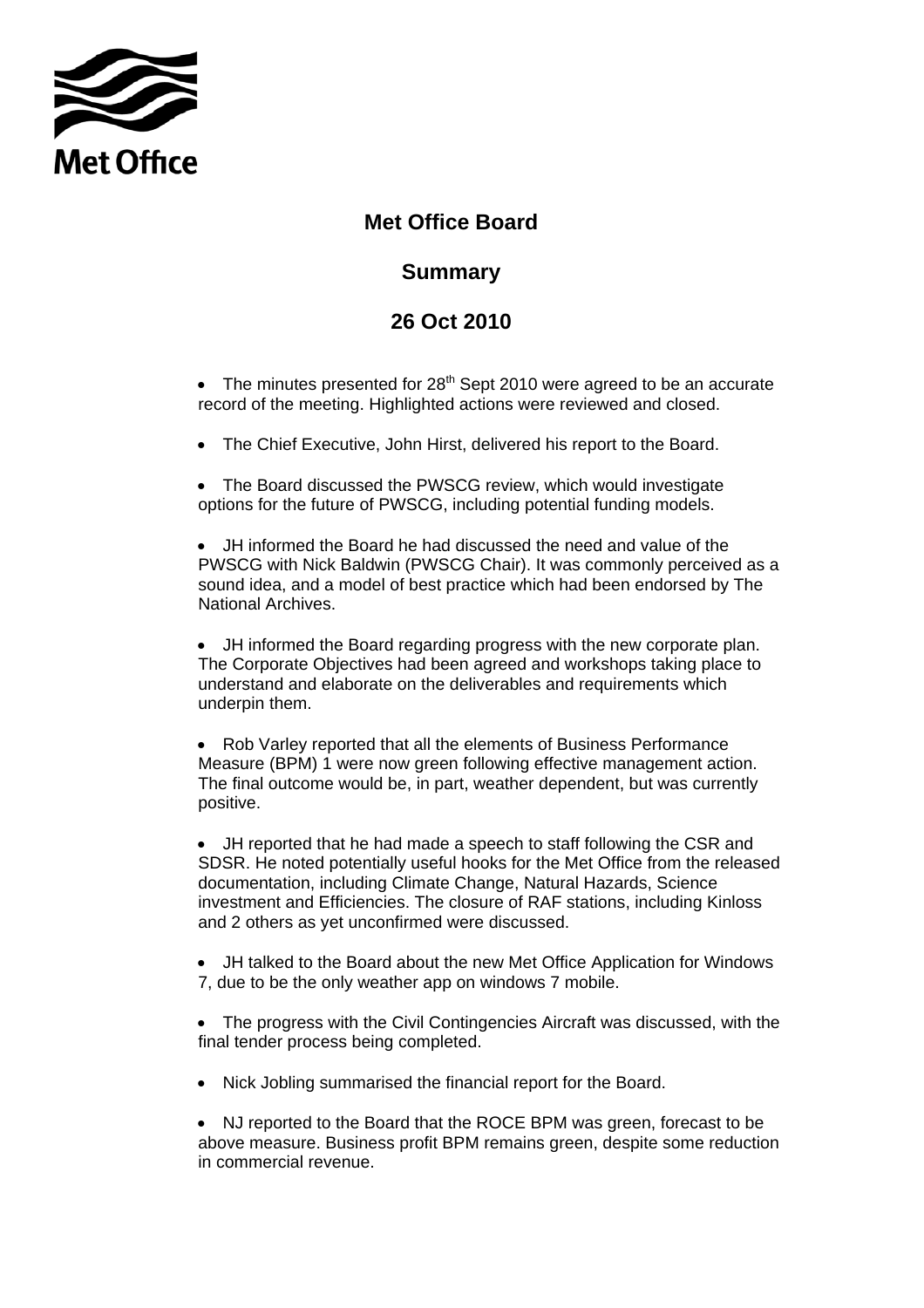Met Office

# Met Office Board

## Summary

## 26 Oct 2010

- The minutes presented for 28th Sept 2010 were agreed to be an accurate record of the meeting. Highlighted actions were reviewed and closed.
- The Chief Executive, John Hirst, delivered his report to the Board.
- The Board discussed the PWSCG review, which would investigate options for the future of PWSCG, including potential funding models.
- JH informed the Board he had discussed the need and value of the PWSCG with Nick Baldwin (PWSCG Chair). It was commonly perceived as a sound idea, and a model of best practice which had been endorsed by The National Archives.
- JH informed the Board regarding progress with the new corporate plan. The Corporate Objectives had been agreed and workshops taking place to understand and elaborate on the deliverables and requirements which underpin them.
- Rob Varley reported that all the elements of Business Performance Measure (BPM) 1 were now green following effective management action. The final outcome would be, in part, weather dependent, but was currently positive.
- JH reported that he had made a speech to staff following the CSR and SDSR. He noted potentially useful hooks for the Met Office from the released documentation, including Climate Change, Natural Hazards, Science investment and Efficiencies. The closure of RAF stations, including Kinloss and 2 others as yet unconfirmed were discussed.
- JH talked to the Board about the new Met Office Application for Windows 7, due to be the only weather app on windows 7 mobile.
- The progress with the Civil Contingencies Aircraft was discussed, with the final tender process being completed.
- Nick Jobling summarised the financial report for the Board.
- NJ reported to the Board that the ROCE BPM was green, forecast to be above measure. Business profit BPM remains green, despite some reduction in commercial revenue.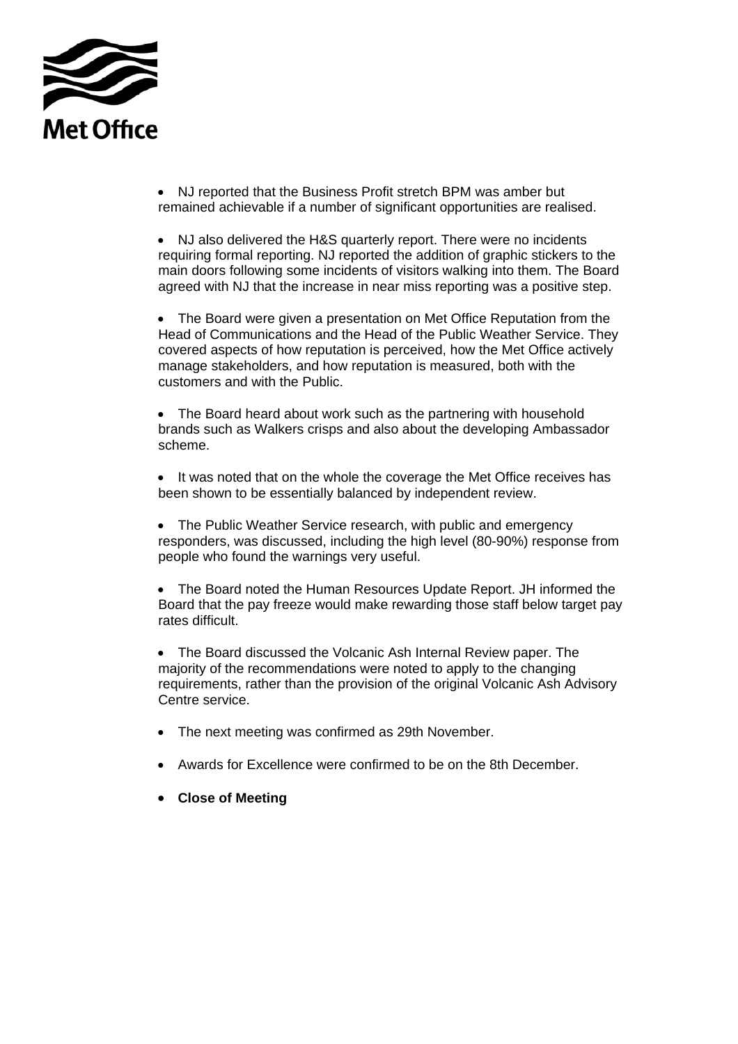- NJ reported that the Business Profit stretch BPM was amber but remained achievable if a number of significant opportunities are realised.

- NJ also delivered the H&S quarterly report. There were no incidents requiring formal reporting. NJ reported the addition of graphic stickers to the main doors following some incidents of visitors walking into them. The Board agreed with NJ that the increase in near miss reporting was a positive step.

- The Board were given a presentation on Met Office Reputation from the Head of Communications and the Head of the Public Weather Service. They covered aspects of how reputation is perceived, how the Met Office actively manage stakeholders, and how reputation is measured, both with the customers and with the Public.

- The Board heard about work such as the partnering with household brands such as Walkers crisps and also about the developing Ambassador scheme.

- It was noted that on the whole the coverage the Met Office receives has been shown to be essentially balanced by independent review.

- The Public Weather Service research, with public and emergency responders, was discussed, including the high level (80-90%) response from people who found the warnings very useful.

- The Board noted the Human Resources Update Report. JH informed the Board that the pay freeze would make rewarding those staff below target pay rates difficult.

- The Board discussed the Volcanic Ash Internal Review paper. The majority of the recommendations were noted to apply to the changing requirements, rather than the provision of the original Volcanic Ash Advisory Centre service.

- The next meeting was confirmed as 29th November.

- Awards for Excellence were confirmed to be on the 8th December.

- **Close of Meeting**